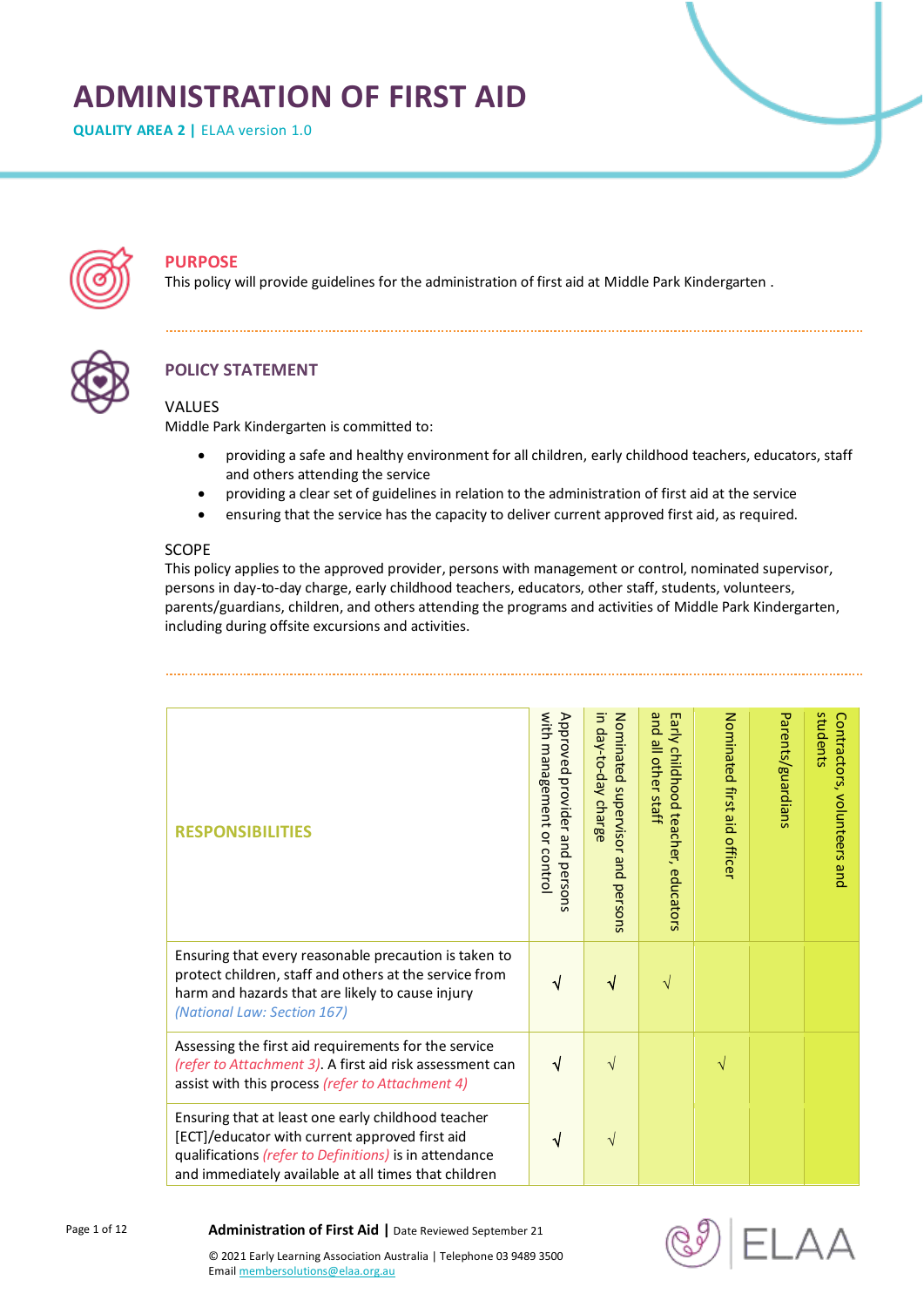# ADMINISTRATION OF FIRST AID

**QUALITY AREA 2 |** ELAA version 1.0

## PURPOSE

This policy will provide guidelines for the administration of first aid at Middle Park Kindergarten .

## POLICY STATEMENT

### VALUES

Middle Park Kindergarten is committed to:

- providing a safe and healthy environment for all children, early childhood teachers, educators, staff and others attending the service
- providing a clear set of guidelines in relation to the administration of first aid at the service
- ensuring that the service has the capacity to deliver current approved first aid, as required.

### SCOPE

This policy applies to the approved provider, persons with management or control, nominated supervisor, persons in day-to-day charge, early childhood teachers, educators, other staff, students, volunteers, parents/guardians, children, and others attending the programs and activities of Middle Park Kindergarten, including during offsite excursions and activities.

| RESPONSIBILITIES | Approved provider and persons with management or control | Nominated supervisor and persons in day-to-day charge | Early childhood teacher, educators and all other staff | Nominated first aid officer | Parents/guardians | Contractors, volunteers and students |
|---|---|---|---|---|---|---|
| Ensuring that every reasonable precaution is taken to protect children, staff and others at the service from harm and hazards that are likely to cause injury *(National Law: Section 167)* | √ | √ | √ | | | |
| Assessing the first aid requirements for the service *(refer to Attachment 3)*. A first aid risk assessment can assist with this process *(refer to Attachment 4)* | √ | √ | | √ | | |
| Ensuring that at least one early childhood teacher [ECT]/educator with current approved first aid qualifications *(refer to Definitions)* is in attendance and immediately available at all times that children | √ | √ | | | | |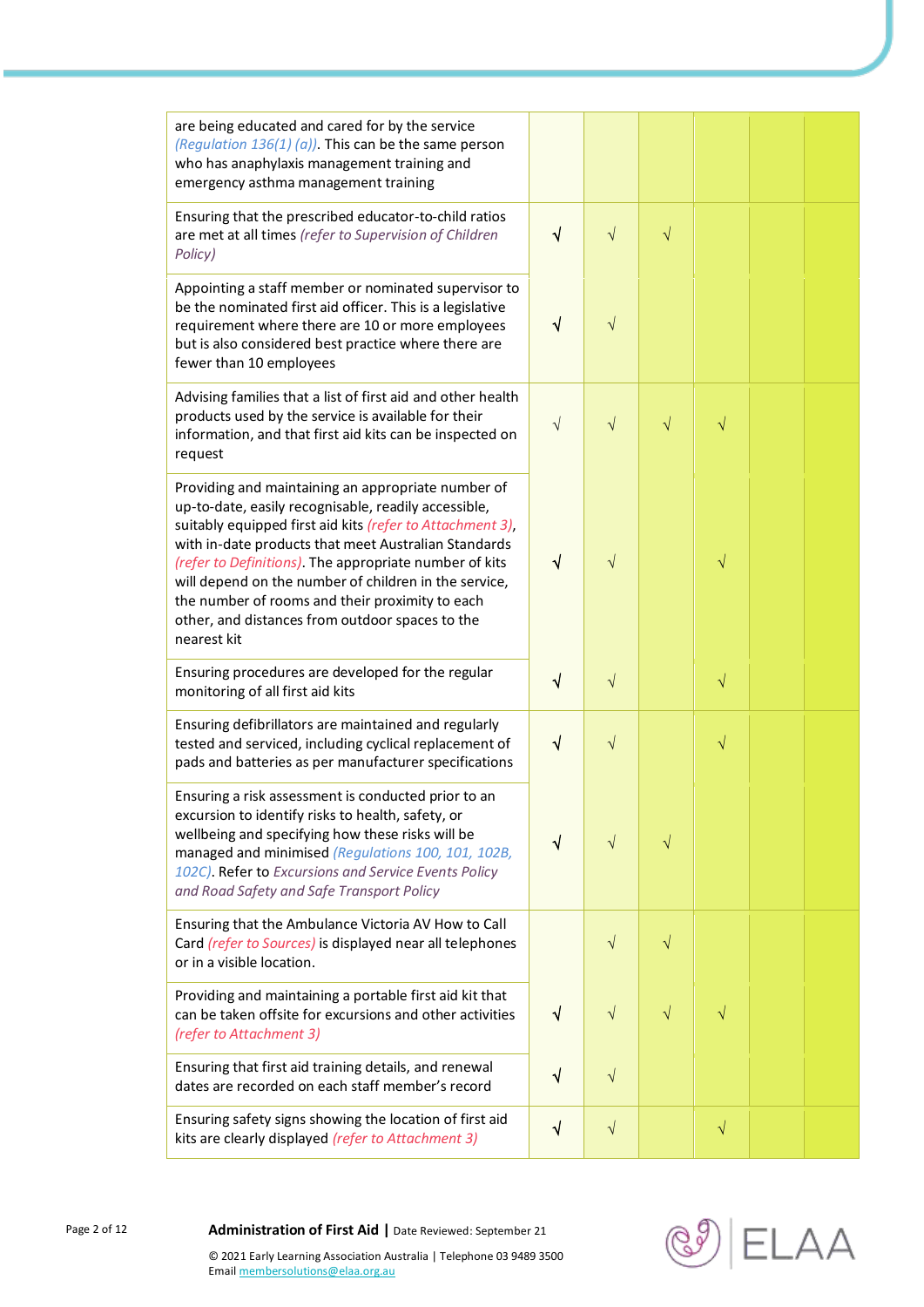| | | | | | | |
|---|---|---|---|---|---|---|
| are being educated and cared for by the service *(Regulation 136(1) (a))*. This can be the same person who has anaphylaxis management training and emergency asthma management training | | | | | | |
| Ensuring that the prescribed educator-to-child ratios are met at all times *(refer to Supervision of Children Policy)* | √ | √ | √ | | | |
| Appointing a staff member or nominated supervisor to be the nominated first aid officer. This is a legislative requirement where there are 10 or more employees but is also considered best practice where there are fewer than 10 employees | √ | √ | | | | |
| Advising families that a list of first aid and other health products used by the service is available for their information, and that first aid kits can be inspected on request | √ | √ | √ | √ | | |
| Providing and maintaining an appropriate number of up-to-date, easily recognisable, readily accessible, suitably equipped first aid kits *(refer to Attachment 3)*, with in-date products that meet Australian Standards *(refer to Definitions)*. The appropriate number of kits will depend on the number of children in the service, the number of rooms and their proximity to each other, and distances from outdoor spaces to the nearest kit | √ | √ | | √ | | |
| Ensuring procedures are developed for the regular monitoring of all first aid kits | √ | √ | | √ | | |
| Ensuring defibrillators are maintained and regularly tested and serviced, including cyclical replacement of pads and batteries as per manufacturer specifications | √ | √ | | √ | | |
| Ensuring a risk assessment is conducted prior to an excursion to identify risks to health, safety, or wellbeing and specifying how these risks will be managed and minimised *(Regulations 100, 101, 102B, 102C)*. Refer to *Excursions and Service Events Policy and Road Safety and Safe Transport Policy* | √ | √ | √ | | | |
| Ensuring that the Ambulance Victoria AV How to Call Card *(refer to Sources)* is displayed near all telephones or in a visible location. | | √ | √ | | | |
| Providing and maintaining a portable first aid kit that can be taken offsite for excursions and other activities *(refer to Attachment 3)* | √ | √ | √ | √ | | |
| Ensuring that first aid training details, and renewal dates are recorded on each staff member's record | √ | √ | | | | |
| Ensuring safety signs showing the location of first aid kits are clearly displayed *(refer to Attachment 3)* | √ | √ | | √ | | |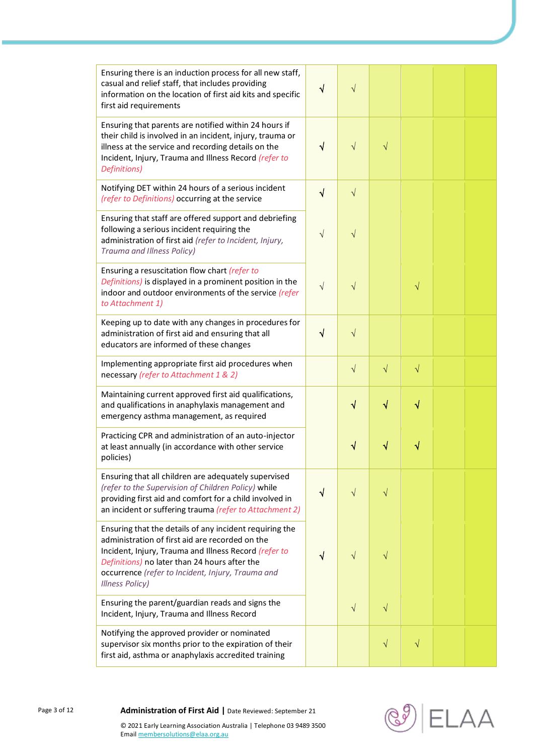| | | | | | | |
|---|---|---|---|---|---|---|
| Ensuring there is an induction process for all new staff, casual and relief staff, that includes providing information on the location of first aid kits and specific first aid requirements | √ | √ | | | | |
| Ensuring that parents are notified within 24 hours if their child is involved in an incident, injury, trauma or illness at the service and recording details on the Incident, Injury, Trauma and Illness Record *(refer to Definitions)* | √ | √ | √ | | | |
| Notifying DET within 24 hours of a serious incident *(refer to Definitions)* occurring at the service | √ | √ | | | | |
| Ensuring that staff are offered support and debriefing following a serious incident requiring the administration of first aid *(refer to Incident, Injury, Trauma and Illness Policy)* | √ | √ | | | | |
| Ensuring a resuscitation flow chart *(refer to Definitions)* is displayed in a prominent position in the indoor and outdoor environments of the service *(refer to Attachment 1)* | √ | √ | | √ | | |
| Keeping up to date with any changes in procedures for administration of first aid and ensuring that all educators are informed of these changes | √ | √ | | | | |
| Implementing appropriate first aid procedures when necessary *(refer to Attachment 1 & 2)* | | √ | √ | √ | | |
| Maintaining current approved first aid qualifications, and qualifications in anaphylaxis management and emergency asthma management, as required | | √ | √ | √ | | |
| Practicing CPR and administration of an auto-injector at least annually (in accordance with other service policies) | | √ | √ | √ | | |
| Ensuring that all children are adequately supervised *(refer to the Supervision of Children Policy)* while providing first aid and comfort for a child involved in an incident or suffering trauma *(refer to Attachment 2)* | √ | √ | √ | | | |
| Ensuring that the details of any incident requiring the administration of first aid are recorded on the Incident, Injury, Trauma and Illness Record *(refer to Definitions)* no later than 24 hours after the occurrence *(refer to Incident, Injury, Trauma and Illness Policy)* | √ | √ | √ | | | |
| Ensuring the parent/guardian reads and signs the Incident, Injury, Trauma and Illness Record | | √ | √ | | | |
| Notifying the approved provider or nominated supervisor six months prior to the expiration of their first aid, asthma or anaphylaxis accredited training | | | √ | √ | | |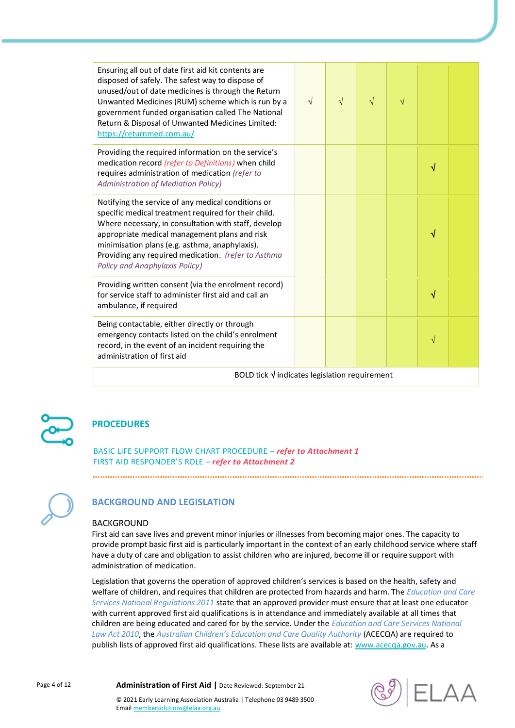| | | | | | | |
|---|---|---|---|---|---|---|
| Ensuring all out of date first aid kit contents are disposed of safely. The safest way to dispose of unused/out of date medicines is through the Return Unwanted Medicines (RUM) scheme which is run by a government funded organisation called The National Return & Disposal of Unwanted Medicines Limited: https://returnmed.com.au/ | √ | √ | √ | √ | | |
| Providing the required information on the service's medication record *(refer to Definitions)* when child requires administration of medication *(refer to Administration of Mediation Policy)* | | | | | **√** | |
| Notifying the service of any medical conditions or specific medical treatment required for their child. Where necessary, in consultation with staff, develop appropriate medical management plans and risk minimisation plans (e.g. asthma, anaphylaxis). Providing any required medication. *(refer to Asthma Policy and Anaphylaxis Policy)* | | | | | **√** | |
| Providing written consent (via the enrolment record) for service staff to administer first aid and call an ambulance, if required | | | | | **√** | |
| Being contactable, either directly or through emergency contacts listed on the child's enrolment record, in the event of an incident requiring the administration of first aid | | | | | √ | |
| BOLD tick √ indicates legislation requirement | | | | | | |

## PROCEDURES

BASIC LIFE SUPPORT FLOW CHART PROCEDURE – ***refer to Attachment 1***
FIRST AID RESPONDER'S ROLE – ***refer to Attachment 2***

## BACKGROUND AND LEGISLATION

### BACKGROUND

First aid can save lives and prevent minor injuries or illnesses from becoming major ones. The capacity to provide prompt basic first aid is particularly important in the context of an early childhood service where staff have a duty of care and obligation to assist children who are injured, become ill or require support with administration of medication.

Legislation that governs the operation of approved children's services is based on the health, safety and welfare of children, and requires that children are protected from hazards and harm. The *Education and Care Services National Regulations 2011* state that an approved provider must ensure that at least one educator with current approved first aid qualifications is in attendance and immediately available at all times that children are being educated and cared for by the service. Under the *Education and Care Services National Law Act 2010*, the *Australian Children's Education and Care Quality Authority* (ACECQA) are required to publish lists of approved first aid qualifications. These lists are available at: www.acecqa.gov.au. As a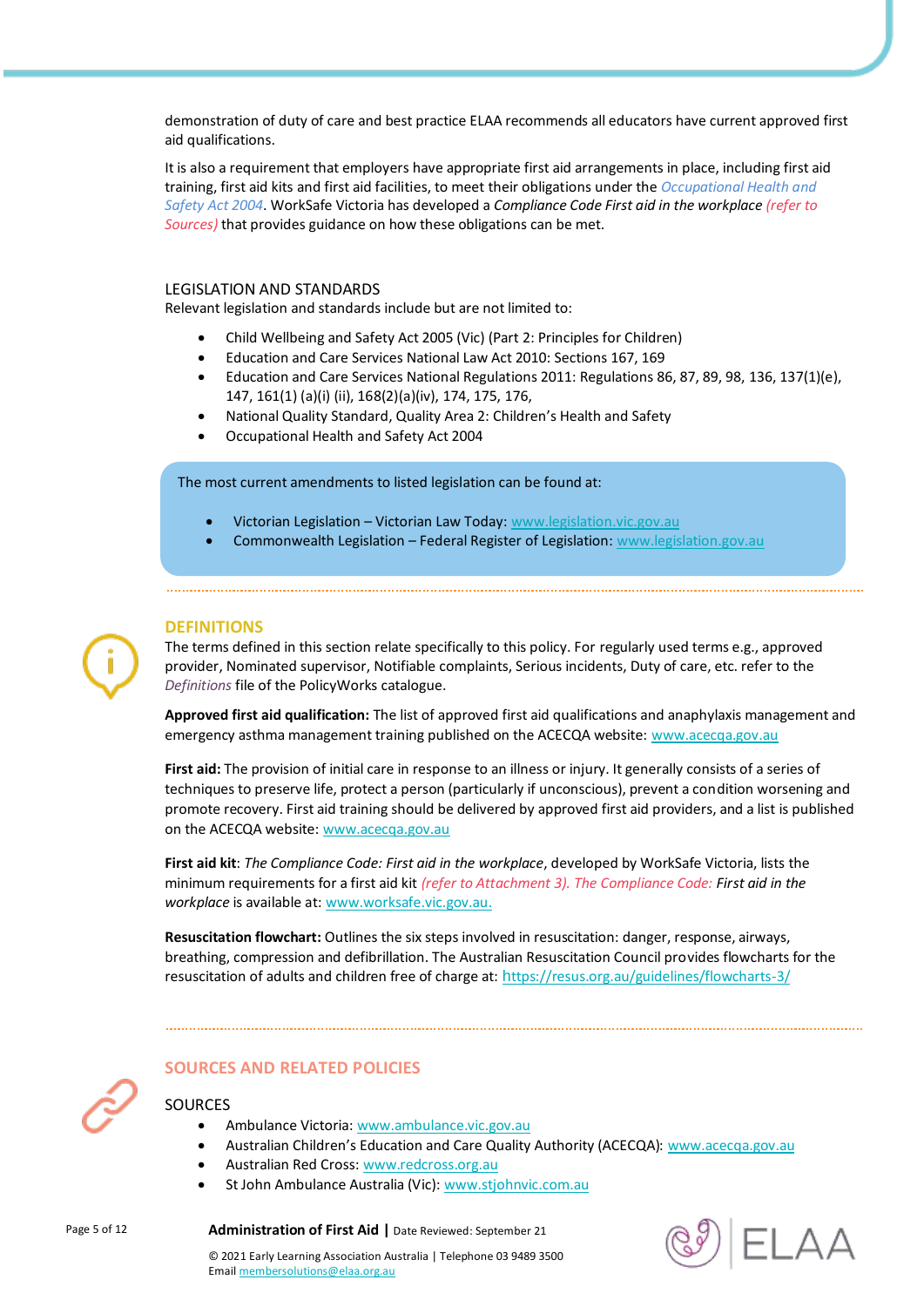demonstration of duty of care and best practice ELAA recommends all educators have current approved first aid qualifications.

It is also a requirement that employers have appropriate first aid arrangements in place, including first aid training, first aid kits and first aid facilities, to meet their obligations under the *Occupational Health and Safety Act 2004*. WorkSafe Victoria has developed a *Compliance Code First aid in the workplace* *(refer to Sources)* that provides guidance on how these obligations can be met.

### LEGISLATION AND STANDARDS

Relevant legislation and standards include but are not limited to:

- Child Wellbeing and Safety Act 2005 (Vic) (Part 2: Principles for Children)
- Education and Care Services National Law Act 2010: Sections 167, 169
- Education and Care Services National Regulations 2011: Regulations 86, 87, 89, 98, 136, 137(1)(e), 147, 161(1) (a)(i) (ii), 168(2)(a)(iv), 174, 175, 176,
- National Quality Standard, Quality Area 2: Children's Health and Safety
- Occupational Health and Safety Act 2004

The most current amendments to listed legislation can be found at:

- Victorian Legislation – Victorian Law Today: www.legislation.vic.gov.au
- Commonwealth Legislation – Federal Register of Legislation: www.legislation.gov.au

## DEFINITIONS

The terms defined in this section relate specifically to this policy. For regularly used terms e.g., approved provider, Nominated supervisor, Notifiable complaints, Serious incidents, Duty of care, etc. refer to the *Definitions* file of the PolicyWorks catalogue.

**Approved first aid qualification:** The list of approved first aid qualifications and anaphylaxis management and emergency asthma management training published on the ACECQA website: www.acecqa.gov.au

**First aid:** The provision of initial care in response to an illness or injury. It generally consists of a series of techniques to preserve life, protect a person (particularly if unconscious), prevent a condition worsening and promote recovery. First aid training should be delivered by approved first aid providers, and a list is published on the ACECQA website: www.acecqa.gov.au

**First aid kit**: *The Compliance Code: First aid in the workplace*, developed by WorkSafe Victoria, lists the minimum requirements for a first aid kit *(refer to Attachment 3). The Compliance Code: First aid in the workplace* is available at: www.worksafe.vic.gov.au.

**Resuscitation flowchart:** Outlines the six steps involved in resuscitation: danger, response, airways, breathing, compression and defibrillation. The Australian Resuscitation Council provides flowcharts for the resuscitation of adults and children free of charge at: https://resus.org.au/guidelines/flowcharts-3/

## SOURCES AND RELATED POLICIES

### SOURCES

- Ambulance Victoria: www.ambulance.vic.gov.au
- Australian Children's Education and Care Quality Authority (ACECQA): www.acecqa.gov.au
- Australian Red Cross: www.redcross.org.au
- St John Ambulance Australia (Vic): www.stjohnvic.com.au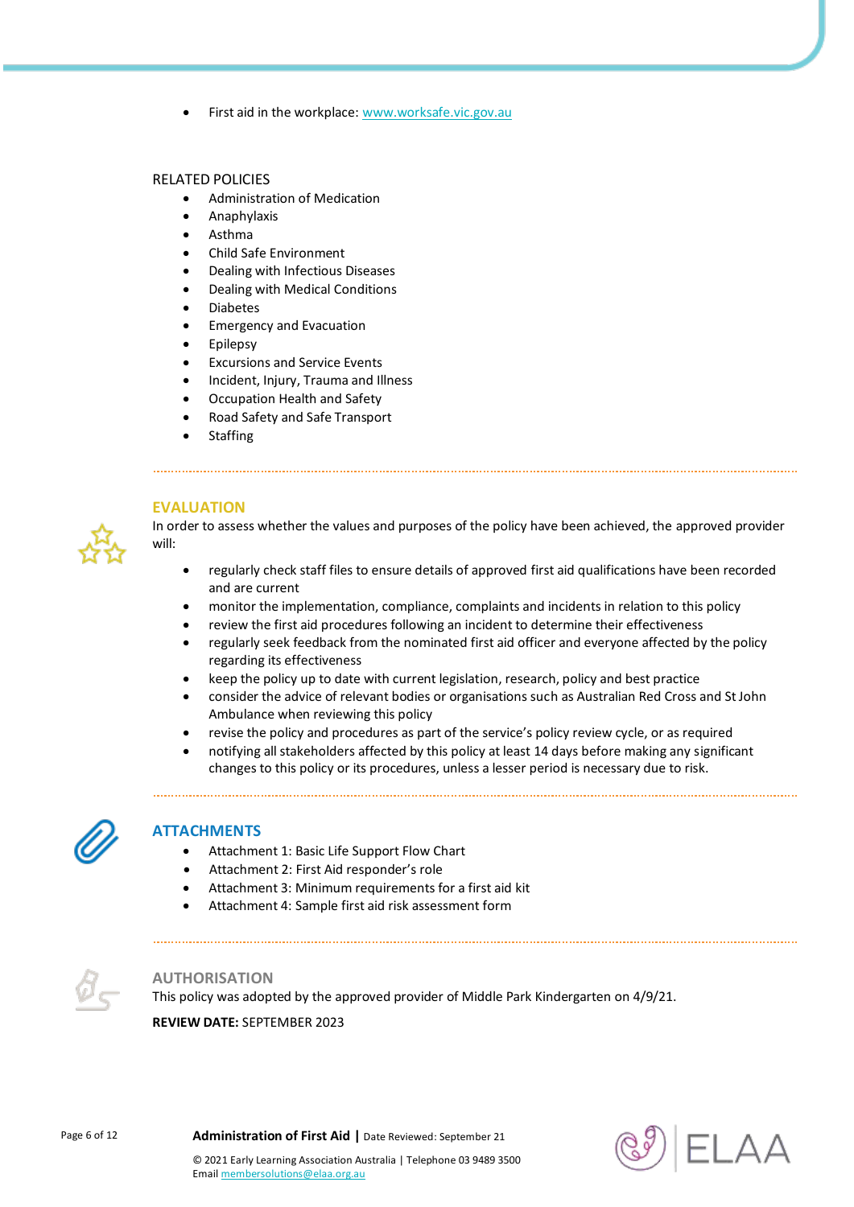- First aid in the workplace: www.worksafe.vic.gov.au

RELATED POLICIES

- Administration of Medication
- Anaphylaxis
- Asthma
- Child Safe Environment
- Dealing with Infectious Diseases
- Dealing with Medical Conditions
- Diabetes
- Emergency and Evacuation
- Epilepsy
- Excursions and Service Events
- Incident, Injury, Trauma and Illness
- Occupation Health and Safety
- Road Safety and Safe Transport
- Staffing

## EVALUATION

In order to assess whether the values and purposes of the policy have been achieved, the approved provider will:

- regularly check staff files to ensure details of approved first aid qualifications have been recorded and are current
- monitor the implementation, compliance, complaints and incidents in relation to this policy
- review the first aid procedures following an incident to determine their effectiveness
- regularly seek feedback from the nominated first aid officer and everyone affected by the policy regarding its effectiveness
- keep the policy up to date with current legislation, research, policy and best practice
- consider the advice of relevant bodies or organisations such as Australian Red Cross and St John Ambulance when reviewing this policy
- revise the policy and procedures as part of the service's policy review cycle, or as required
- notifying all stakeholders affected by this policy at least 14 days before making any significant changes to this policy or its procedures, unless a lesser period is necessary due to risk.

## ATTACHMENTS

- Attachment 1: Basic Life Support Flow Chart
- Attachment 2: First Aid responder's role
- Attachment 3: Minimum requirements for a first aid kit
- Attachment 4: Sample first aid risk assessment form

## AUTHORISATION

This policy was adopted by the approved provider of Middle Park Kindergarten on 4/9/21.

**REVIEW DATE:** SEPTEMBER 2023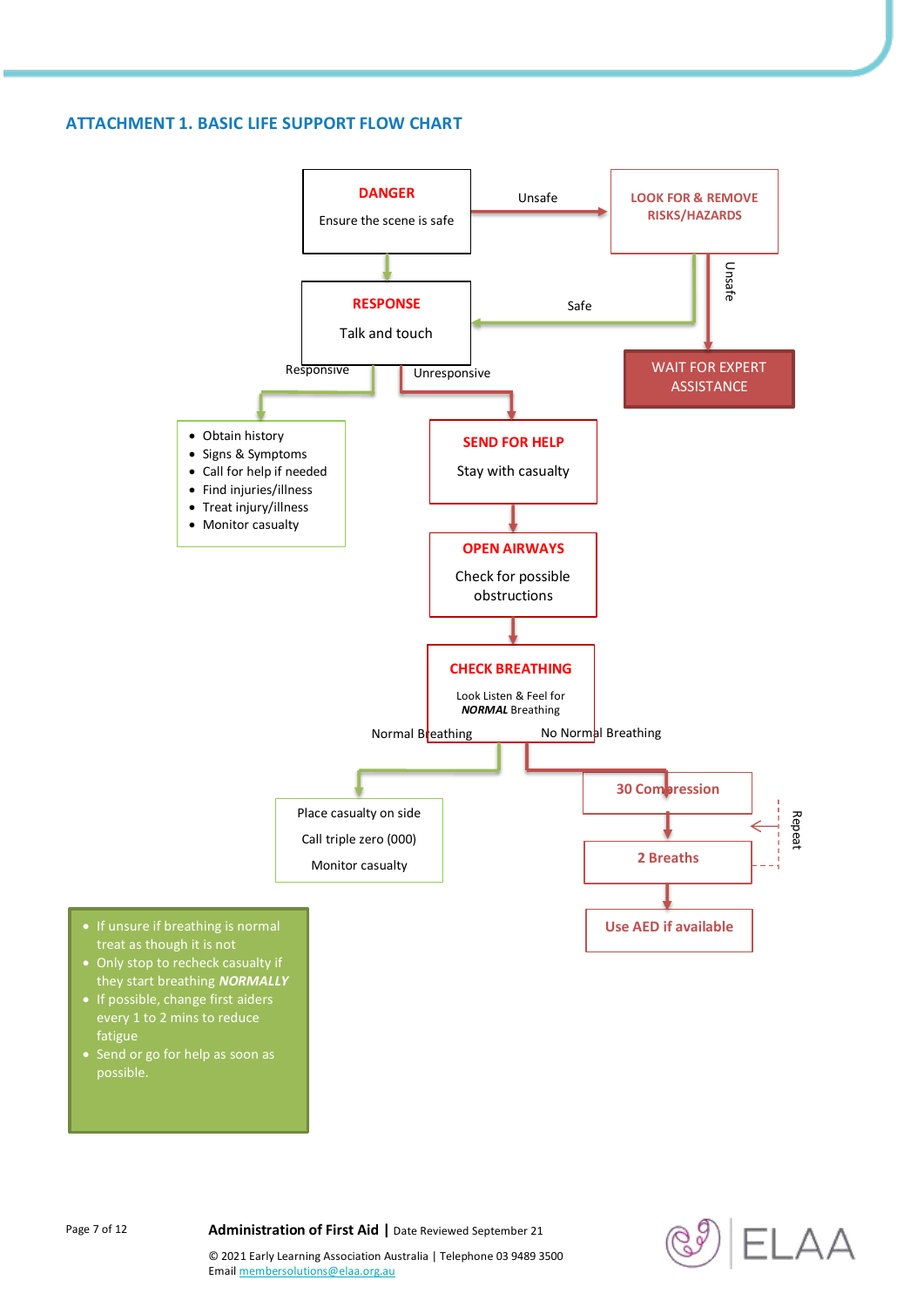## ATTACHMENT 1. BASIC LIFE SUPPORT FLOW CHART

**DANGER**

Ensure the scene is safe

Unsafe → **LOOK FOR & REMOVE RISKS/HAZARDS**

Unsafe → **WAIT FOR EXPERT ASSISTANCE**

Safe → **RESPONSE**

**RESPONSE**

Talk and touch

Responsive:

- Obtain history
- Signs & Symptoms
- Call for help if needed
- Find injuries/illness
- Treat injury/illness
- Monitor casualty

Unresponsive:

**SEND FOR HELP**

Stay with casualty

**OPEN AIRWAYS**

Check for possible obstructions

**CHECK BREATHING**

Look Listen & Feel for ***NORMAL*** Breathing

Normal Breathing:

Place casualty on side

Call triple zero (000)

Monitor casualty

No Normal Breathing:

**30 Compression**

**2 Breaths**

Repeat

**Use AED if available**

- If unsure if breathing is normal treat as though it is not
- Only stop to recheck casualty if they start breathing ***NORMALLY***
- If possible, change first aiders every 1 to 2 mins to reduce fatigue
- Send or go for help as soon as possible.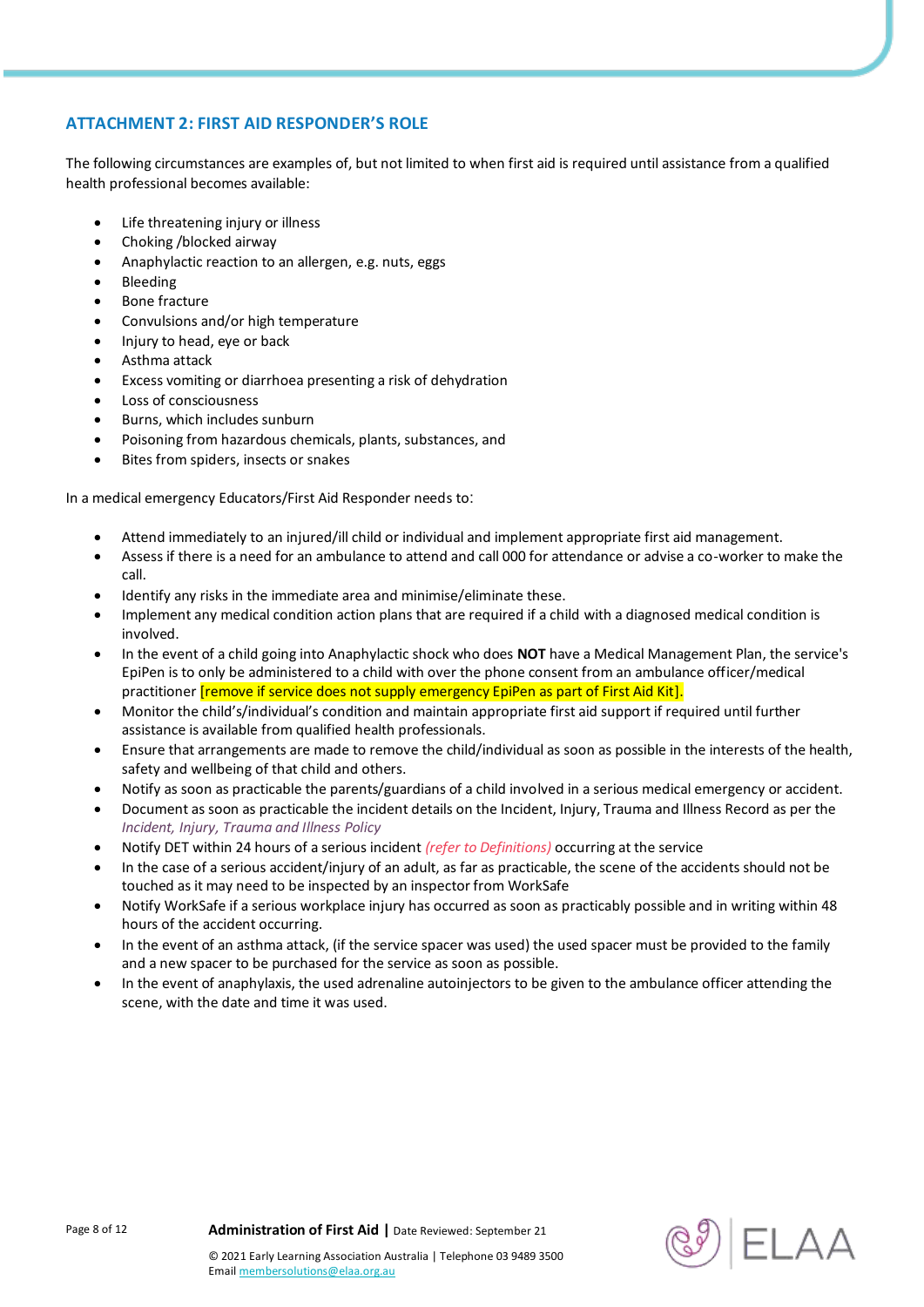## ATTACHMENT 2: FIRST AID RESPONDER'S ROLE

The following circumstances are examples of, but not limited to when first aid is required until assistance from a qualified health professional becomes available:

- Life threatening injury or illness
- Choking /blocked airway
- Anaphylactic reaction to an allergen, e.g. nuts, eggs
- Bleeding
- Bone fracture
- Convulsions and/or high temperature
- Injury to head, eye or back
- Asthma attack
- Excess vomiting or diarrhoea presenting a risk of dehydration
- Loss of consciousness
- Burns, which includes sunburn
- Poisoning from hazardous chemicals, plants, substances, and
- Bites from spiders, insects or snakes

In a medical emergency Educators/First Aid Responder needs to:

- Attend immediately to an injured/ill child or individual and implement appropriate first aid management.
- Assess if there is a need for an ambulance to attend and call 000 for attendance or advise a co-worker to make the call.
- Identify any risks in the immediate area and minimise/eliminate these.
- Implement any medical condition action plans that are required if a child with a diagnosed medical condition is involved.
- In the event of a child going into Anaphylactic shock who does **NOT** have a Medical Management Plan, the service's EpiPen is to only be administered to a child with over the phone consent from an ambulance officer/medical practitioner [remove if service does not supply emergency EpiPen as part of First Aid Kit].
- Monitor the child's/individual's condition and maintain appropriate first aid support if required until further assistance is available from qualified health professionals.
- Ensure that arrangements are made to remove the child/individual as soon as possible in the interests of the health, safety and wellbeing of that child and others.
- Notify as soon as practicable the parents/guardians of a child involved in a serious medical emergency or accident.
- Document as soon as practicable the incident details on the Incident, Injury, Trauma and Illness Record as per the *Incident, Injury, Trauma and Illness Policy*
- Notify DET within 24 hours of a serious incident *(refer to Definitions)* occurring at the service
- In the case of a serious accident/injury of an adult, as far as practicable, the scene of the accidents should not be touched as it may need to be inspected by an inspector from WorkSafe
- Notify WorkSafe if a serious workplace injury has occurred as soon as practicably possible and in writing within 48 hours of the accident occurring.
- In the event of an asthma attack, (if the service spacer was used) the used spacer must be provided to the family and a new spacer to be purchased for the service as soon as possible.
- In the event of anaphylaxis, the used adrenaline autoinjectors to be given to the ambulance officer attending the scene, with the date and time it was used.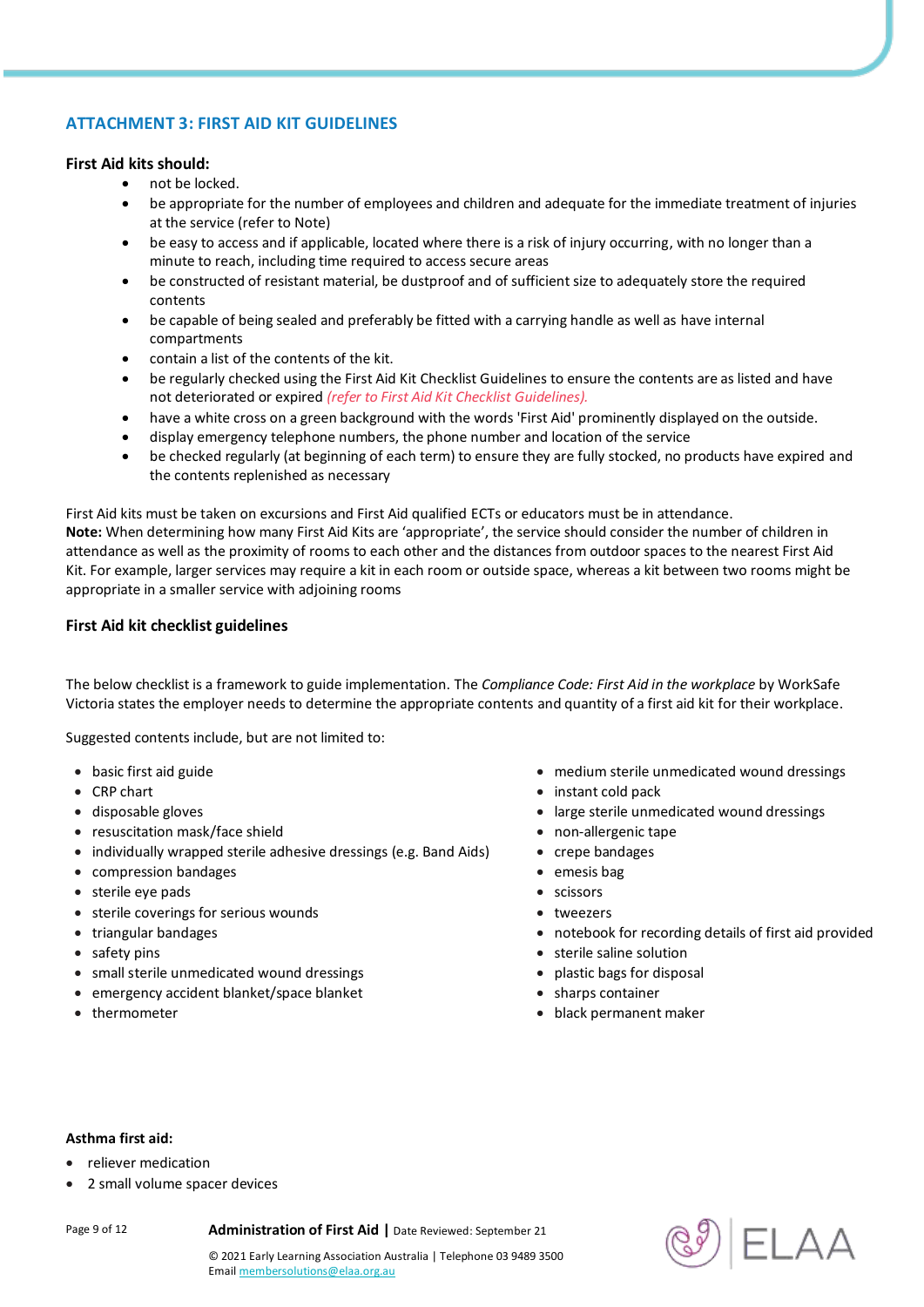## ATTACHMENT 3: FIRST AID KIT GUIDELINES

**First Aid kits should:**

- not be locked.
- be appropriate for the number of employees and children and adequate for the immediate treatment of injuries at the service (refer to Note)
- be easy to access and if applicable, located where there is a risk of injury occurring, with no longer than a minute to reach, including time required to access secure areas
- be constructed of resistant material, be dustproof and of sufficient size to adequately store the required contents
- be capable of being sealed and preferably be fitted with a carrying handle as well as have internal compartments
- contain a list of the contents of the kit.
- be regularly checked using the First Aid Kit Checklist Guidelines to ensure the contents are as listed and have not deteriorated or expired *(refer to First Aid Kit Checklist Guidelines).*
- have a white cross on a green background with the words 'First Aid' prominently displayed on the outside.
- display emergency telephone numbers, the phone number and location of the service
- be checked regularly (at beginning of each term) to ensure they are fully stocked, no products have expired and the contents replenished as necessary

First Aid kits must be taken on excursions and First Aid qualified ECTs or educators must be in attendance.
**Note:** When determining how many First Aid Kits are 'appropriate', the service should consider the number of children in attendance as well as the proximity of rooms to each other and the distances from outdoor spaces to the nearest First Aid Kit. For example, larger services may require a kit in each room or outside space, whereas a kit between two rooms might be appropriate in a smaller service with adjoining rooms

### First Aid kit checklist guidelines

The below checklist is a framework to guide implementation. The *Compliance Code: First Aid in the workplace* by WorkSafe Victoria states the employer needs to determine the appropriate contents and quantity of a first aid kit for their workplace.

Suggested contents include, but are not limited to:

- basic first aid guide
- CRP chart
- disposable gloves
- resuscitation mask/face shield
- individually wrapped sterile adhesive dressings (e.g. Band Aids)
- compression bandages
- sterile eye pads
- sterile coverings for serious wounds
- triangular bandages
- safety pins
- small sterile unmedicated wound dressings
- emergency accident blanket/space blanket
- thermometer
- medium sterile unmedicated wound dressings
- instant cold pack
- large sterile unmedicated wound dressings
- non-allergenic tape
- crepe bandages
- emesis bag
- scissors
- tweezers
- notebook for recording details of first aid provided
- sterile saline solution
- plastic bags for disposal
- sharps container
- black permanent maker

**Asthma first aid:**

- reliever medication
- 2 small volume spacer devices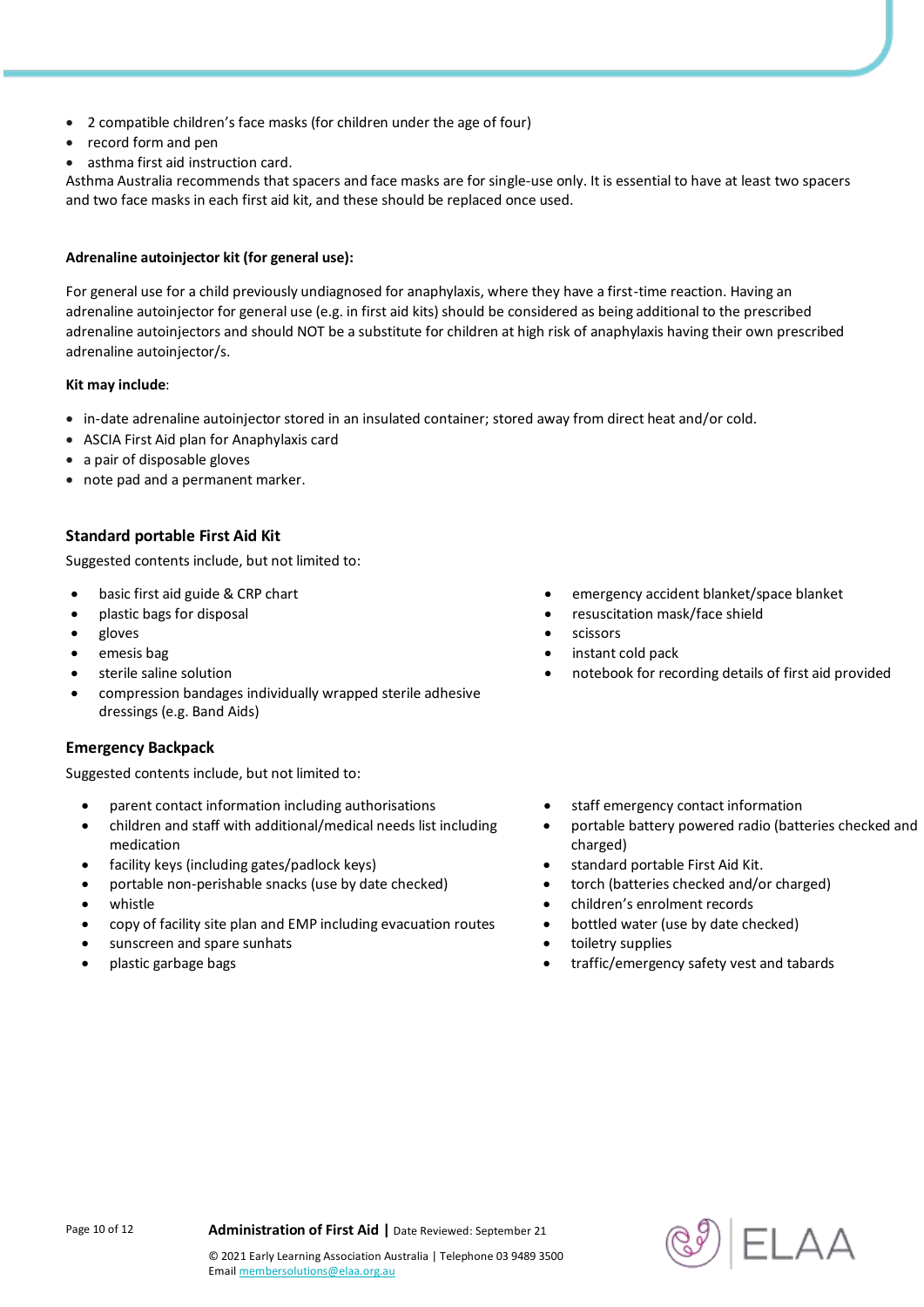- 2 compatible children's face masks (for children under the age of four)
- record form and pen
- asthma first aid instruction card.

Asthma Australia recommends that spacers and face masks are for single-use only. It is essential to have at least two spacers and two face masks in each first aid kit, and these should be replaced once used.

**Adrenaline autoinjector kit (for general use):**

For general use for a child previously undiagnosed for anaphylaxis, where they have a first-time reaction. Having an adrenaline autoinjector for general use (e.g. in first aid kits) should be considered as being additional to the prescribed adrenaline autoinjectors and should NOT be a substitute for children at high risk of anaphylaxis having their own prescribed adrenaline autoinjector/s.

**Kit may include**:

- in-date adrenaline autoinjector stored in an insulated container; stored away from direct heat and/or cold.
- ASCIA First Aid plan for Anaphylaxis card
- a pair of disposable gloves
- note pad and a permanent marker.

## Standard portable First Aid Kit

Suggested contents include, but not limited to:

- basic first aid guide & CRP chart
- plastic bags for disposal
- gloves
- emesis bag
- sterile saline solution
- compression bandages individually wrapped sterile adhesive dressings (e.g. Band Aids)
- emergency accident blanket/space blanket
- resuscitation mask/face shield
- scissors
- instant cold pack
- notebook for recording details of first aid provided

## Emergency Backpack

Suggested contents include, but not limited to:

- parent contact information including authorisations
- children and staff with additional/medical needs list including medication
- facility keys (including gates/padlock keys)
- portable non-perishable snacks (use by date checked)
- whistle
- copy of facility site plan and EMP including evacuation routes
- sunscreen and spare sunhats
- plastic garbage bags
- staff emergency contact information
- portable battery powered radio (batteries checked and charged)
- standard portable First Aid Kit.
- torch (batteries checked and/or charged)
- children's enrolment records
- bottled water (use by date checked)
- toiletry supplies
- traffic/emergency safety vest and tabards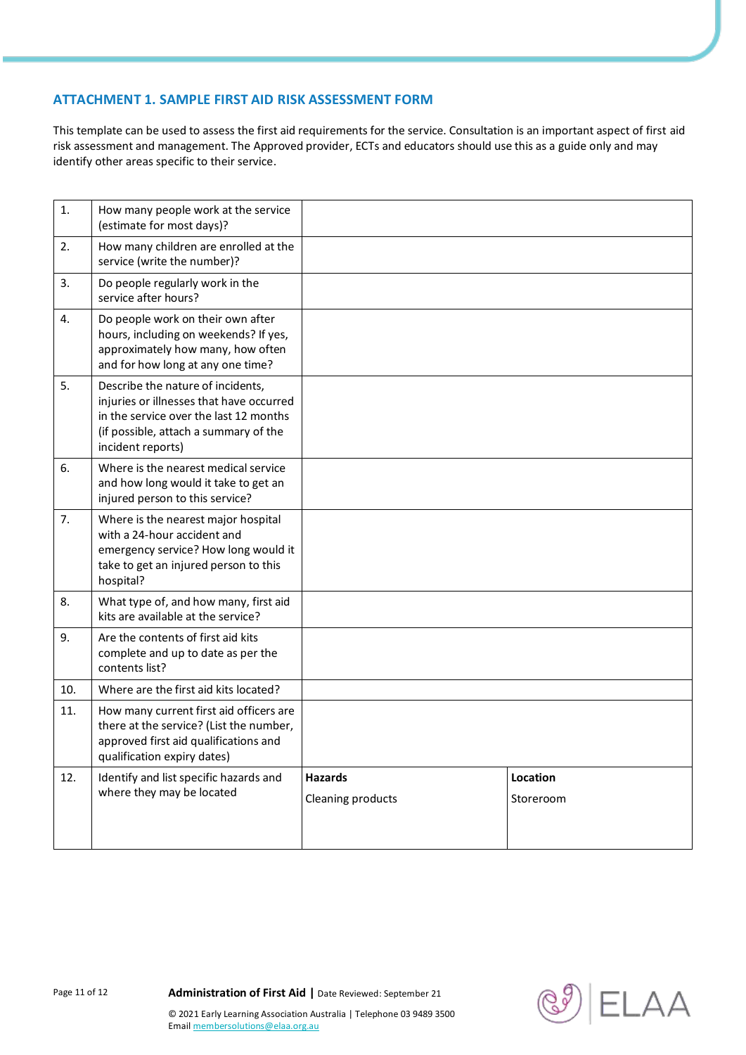## ATTACHMENT 1. SAMPLE FIRST AID RISK ASSESSMENT FORM

This template can be used to assess the first aid requirements for the service. Consultation is an important aspect of first aid risk assessment and management. The Approved provider, ECTs and educators should use this as a guide only and may identify other areas specific to their service.

| | | | |
|---|---|---|---|
| 1. | How many people work at the service (estimate for most days)? | | |
| 2. | How many children are enrolled at the service (write the number)? | | |
| 3. | Do people regularly work in the service after hours? | | |
| 4. | Do people work on their own after hours, including on weekends? If yes, approximately how many, how often and for how long at any one time? | | |
| 5. | Describe the nature of incidents, injuries or illnesses that have occurred in the service over the last 12 months (if possible, attach a summary of the incident reports) | | |
| 6. | Where is the nearest medical service and how long would it take to get an injured person to this service? | | |
| 7. | Where is the nearest major hospital with a 24-hour accident and emergency service? How long would it take to get an injured person to this hospital? | | |
| 8. | What type of, and how many, first aid kits are available at the service? | | |
| 9. | Are the contents of first aid kits complete and up to date as per the contents list? | | |
| 10. | Where are the first aid kits located? | | |
| 11. | How many current first aid officers are there at the service? (List the number, approved first aid qualifications and qualification expiry dates) | | |
| 12. | Identify and list specific hazards and where they may be located | **Hazards**<br>Cleaning products | **Location**<br>Storeroom |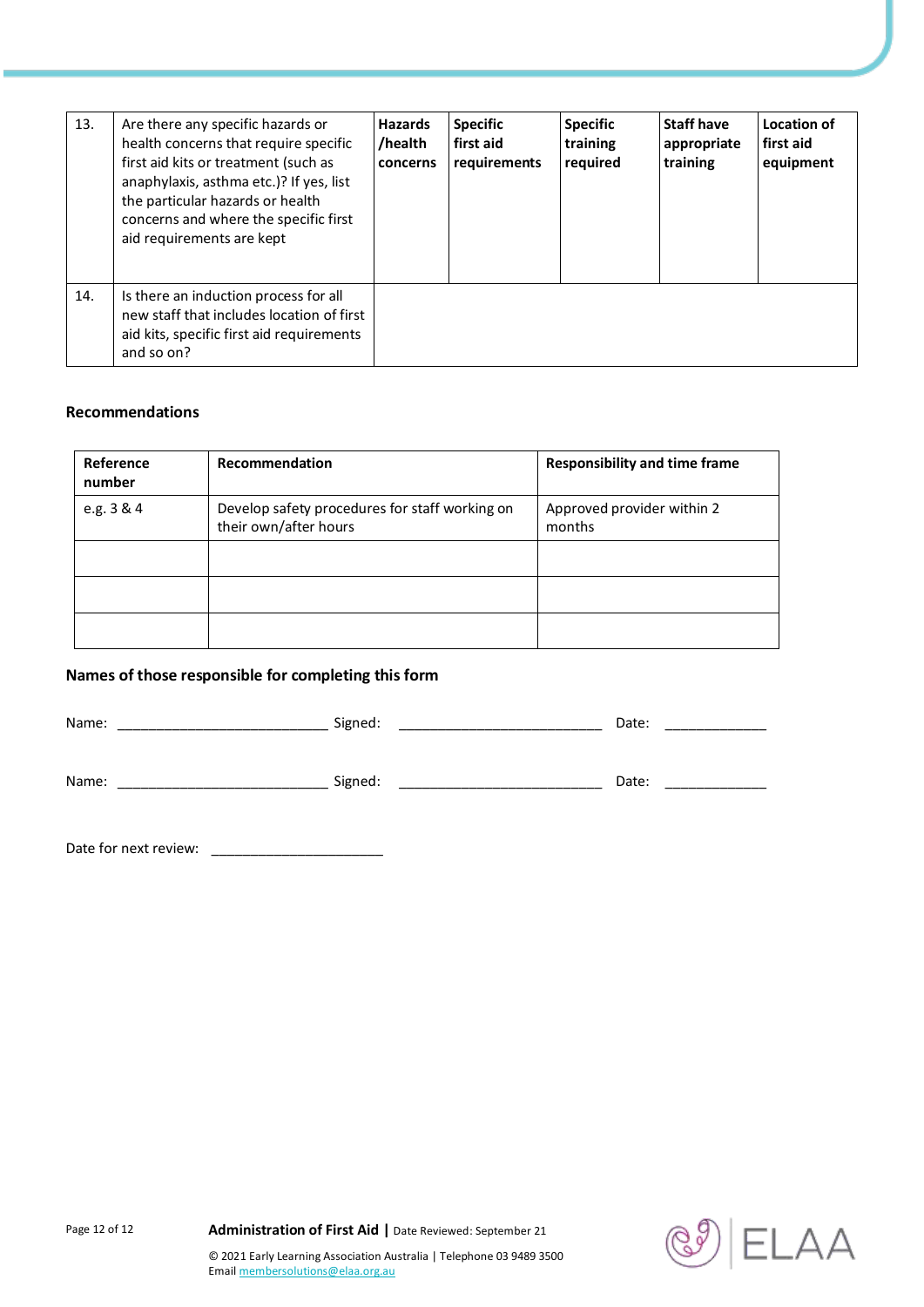| | | | | | | |
|---|---|---|---|---|---|---|
| 13. | Are there any specific hazards or health concerns that require specific first aid kits or treatment (such as anaphylaxis, asthma etc.)? If yes, list the particular hazards or health concerns and where the specific first aid requirements are kept | **Hazards /health concerns** | **Specific first aid requirements** | **Specific training required** | **Staff have appropriate training** | **Location of first aid equipment** |
| 14. | Is there an induction process for all new staff that includes location of first aid kits, specific first aid requirements and so on? | | | | | |

### Recommendations

| Reference number | Recommendation | Responsibility and time frame |
|---|---|---|
| e.g. 3 & 4 | Develop safety procedures for staff working on their own/after hours | Approved provider within 2 months |
| | | |
| | | |
| | | |

### Names of those responsible for completing this form

Name: ___________________________ Signed: __________________________ Date: _____________

Name: ___________________________ Signed: __________________________ Date: _____________

Date for next review: ______________________